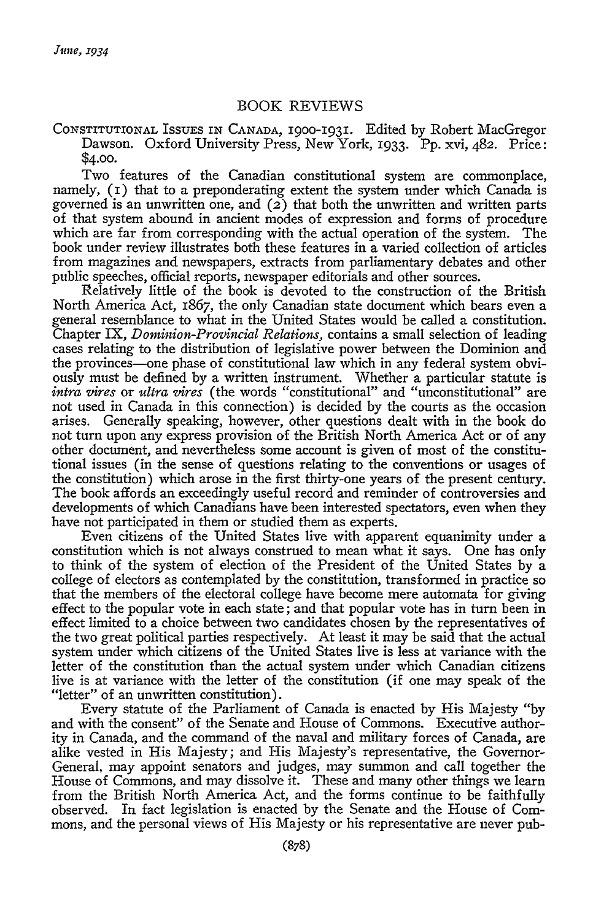## BOOK REVIEWS

CONSTITUTIONAL ISSUES IN CANADA, 1900-1931. Edited by Robert MacGregor Dawson. Oxford University Press, New York, 1933. Pp. xvi, 482. Price: $4.00.

Two features of the Canadian constitutional system are commonplace, namely, (1) that to a preponderating extent the system under which Canada is governed is an unwritten one, and (2) that both the unwritten and written parts of that system abound in ancient modes of expression and forms of procedure which are far from corresponding with the actual operation of the system. The book under review illustrates both these features in a varied collection of articles from magazines and newspapers, extracts from parliamentary debates and other public speeches, official reports, newspaper editorials and other sources.

Relatively little of the book is devoted to the construction of the British North America Act, 1867, the only Canadian state document which bears even a general resemblance to what in the United States would be called a constitution. Chapter IX, *Dominion-Provincial Relations*, contains a small selection of leading cases relating to the distribution of legislative power between the Dominion and the provinces—one phase of constitutional law which in any federal system obviously must be defined by a written instrument. Whether a particular statute is *intra vires* or *ultra vires* (the words "constitutional" and "unconstitutional" are not used in Canada in this connection) is decided by the courts as the occasion arises. Generally speaking, however, other questions dealt with in the book do not turn upon any express provision of the British North America Act or of any other document, and nevertheless some account is given of most of the constitutional issues (in the sense of questions relating to the conventions or usages of the constitution) which arose in the first thirty-one years of the present century. The book affords an exceedingly useful record and reminder of controversies and developments of which Canadians have been interested spectators, even when they have not participated in them or studied them as experts.

Even citizens of the United States live with apparent equanimity under a constitution which is not always construed to mean what it says. One has only to think of the system of election of the President of the United States by a college of electors as contemplated by the constitution, transformed in practice so that the members of the electoral college have become mere automata for giving effect to the popular vote in each state; and that popular vote has in turn been in effect limited to a choice between two candidates chosen by the representatives of the two great political parties respectively. At least it may be said that the actual system under which citizens of the United States live is less at variance with the letter of the constitution than the actual system under which Canadian citizens live is at variance with the letter of the constitution (if one may speak of the "letter" of an unwritten constitution).

Every statute of the Parliament of Canada is enacted by His Majesty "by and with the consent" of the Senate and House of Commons. Executive authority in Canada, and the command of the naval and military forces of Canada, are alike vested in His Majesty; and His Majesty's representative, the Governor-General, may appoint senators and judges, may summon and call together the House of Commons, and may dissolve it. These and many other things we learn from the British North America Act, and the forms continue to be faithfully observed. In fact legislation is enacted by the Senate and the House of Commons, and the personal views of His Majesty or his representative are never pub-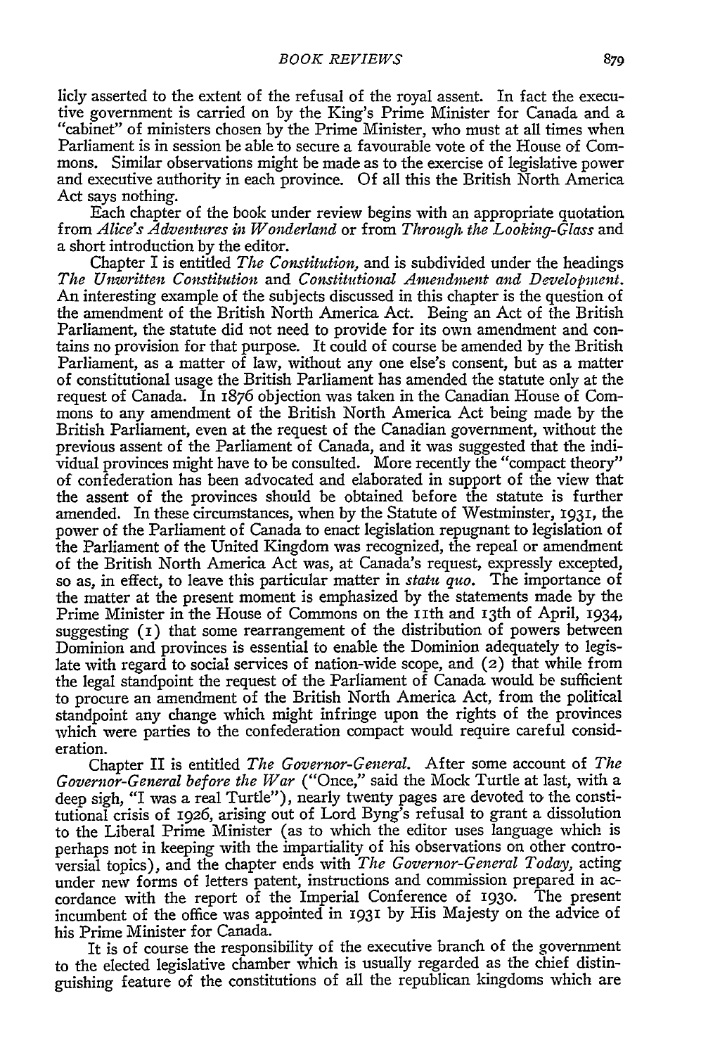licly asserted to the extent of the refusal of the royal assent. In fact the executive government is carried on by the King's Prime Minister for Canada and a "cabinet" of ministers chosen by the Prime Minister, who must at all times when Parliament is in session be able to secure a favourable vote of the House of Commons. Similar observations might be made as to the exercise of legislative power and executive authority in each province. Of all this the British North America Act says nothing.

Each chapter of the book under review begins with an appropriate quotation from *Alice's Adventures in Wonderland* or from *Through the Looking-Glass* and a short introduction by the editor.

Chapter I is entitled *The Constitution,* and is subdivided under the headings *The Unwritten Constitution* and *Constitutional Amendment and Development.* An interesting example of the subjects discussed in this chapter is the question of the amendment of the British North America Act. Being an Act of the British Parliament, the statute did not need to provide for its own amendment and contains no provision for that purpose. It could of course be amended by the British Parliament, as a matter of law, without any one else's consent, but as a matter of constitutional usage the British Parliament has amended the statute only at the request of Canada. In 1876 objection was taken in the Canadian House of Commons to any amendment of the British North America Act being made by the British Parliament, even at the request of the Canadian government, without the previous assent of the Parliament of Canada, and it was suggested that the individual provinces might have to be consulted. More recently the "compact theory" of confederation has been advocated and elaborated in support of the view that the assent of the provinces should be obtained before the statute is further amended. In these circumstances, when by the Statute of Westminster, 1931, the power of the Parliament of Canada to enact legislation repugnant to legislation of the Parliament of the United Kingdom was recognized, the repeal or amendment of the British North America Act was, at Canada's request, expressly excepted, so as, in effect, to leave this particular matter in *statu quo.* The importance of the matter at the present moment is emphasized by the statements made by the Prime Minister in the House of Commons on the 11th and 13th of April, 1934, suggesting (1) that some rearrangement of the distribution of powers between Dominion and provinces is essential to enable the Dominion adequately to legislate with regard to social services of nation-wide scope, and (2) that while from the legal standpoint the request of the Parliament of Canada would be sufficient to procure an amendment of the British North America Act, from the political standpoint any change which might infringe upon the rights of the provinces which were parties to the confederation compact would require careful consideration.

Chapter II is entitled *The Governor-General.* After some account of *The Governor-General before the War* ("Once," said the Mock Turtle at last, with a deep sigh, "I was a real Turtle"), nearly twenty pages are devoted to the constitutional crisis of 1926, arising out of Lord Byng's refusal to grant a dissolution to the Liberal Prime Minister (as to which the editor uses language which is perhaps not in keeping with the impartiality of his observations on other controversial topics), and the chapter ends with *The Governor-General Today,* acting under new forms of letters patent, instructions and commission prepared in accordance with the report of the Imperial Conference of 1930. The present incumbent of the office was appointed in 1931 by His Majesty on the advice of his Prime Minister for Canada.

It is of course the responsibility of the executive branch of the government to the elected legislative chamber which is usually regarded as the chief distinguishing feature of the constitutions of all the republican kingdoms which are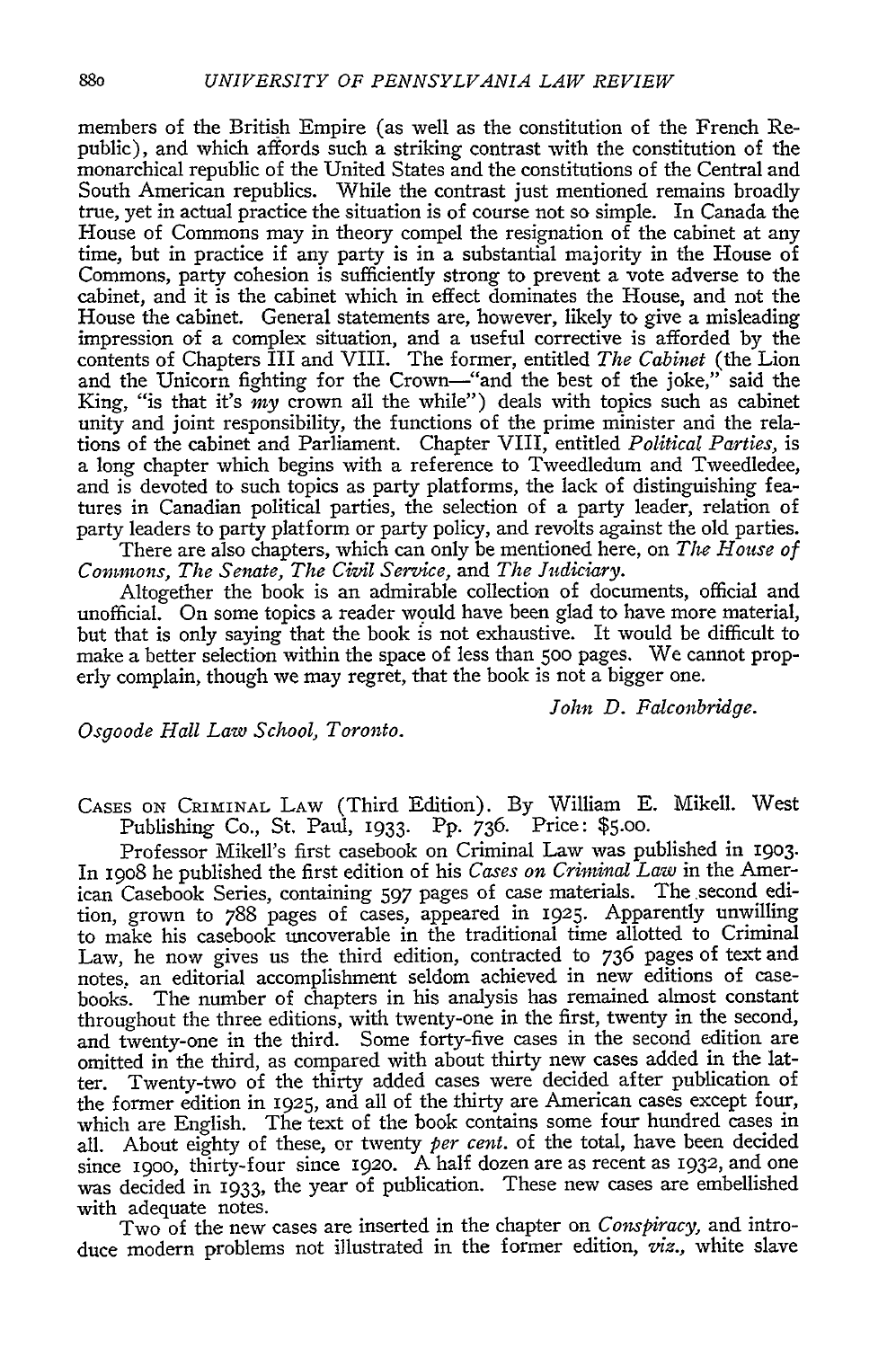members of the British Empire (as well as the constitution of the French Republic), and which affords such a striking contrast with the constitution of the monarchical republic of the United States and the constitutions of the Central and South American republics. While the contrast just mentioned remains broadly true, yet in actual practice the situation is of course not so simple. In Canada the House of Commons may in theory compel the resignation of the cabinet at any time, but in practice if any party is in a substantial majority in the House of Commons, party cohesion is sufficiently strong to prevent a vote adverse to the cabinet, and it is the cabinet which in effect dominates the House, and not the House the cabinet. General statements are, however, likely to give a misleading impression of a complex situation, and a useful corrective is afforded by the contents of Chapters III and VIII. The former, entitled *The Cabinet* (the Lion and the Unicorn fighting for the Crown—"and the best of the joke," said the King, "is that it's *my* crown all the while") deals with topics such as cabinet unity and joint responsibility, the functions of the prime minister and the relations of the cabinet and Parliament. Chapter VIII, entitled *Political Parties*, is a long chapter which begins with a reference to Tweedledum and Tweedledee, and is devoted to such topics as party platforms, the lack of distinguishing features in Canadian political parties, the selection of a party leader, relation of party leaders to party platform or party policy, and revolts against the old parties.

There are also chapters, which can only be mentioned here, on *The House of Commons, The Senate, The Civil Service*, and *The Judiciary*.

Altogether the book is an admirable collection of documents, official and unofficial. On some topics a reader would have been glad to have more material, but that is only saying that the book is not exhaustive. It would be difficult to make a better selection within the space of less than 500 pages. We cannot properly complain, though we may regret, that the book is not a bigger one.

*John D. Falconbridge.*

*Osgoode Hall Law School, Toronto.*

CASES ON CRIMINAL LAW (Third Edition). By William E. Mikell. West Publishing Co., St. Paul, 1933. Pp. 736. Price: $5.00.

Professor Mikell's first casebook on Criminal Law was published in 1903. In 1908 he published the first edition of his *Cases on Criminal Law* in the American Casebook Series, containing 597 pages of case materials. The second edition, grown to 788 pages of cases, appeared in 1925. Apparently unwilling to make his casebook uncoverable in the traditional time allotted to Criminal Law, he now gives us the third edition, contracted to 736 pages of text and notes, an editorial accomplishment seldom achieved in new editions of casebooks. The number of chapters in his analysis has remained almost constant throughout the three editions, with twenty-one in the first, twenty in the second, and twenty-one in the third. Some forty-five cases in the second edition are omitted in the third, as compared with about thirty new cases added in the latter. Twenty-two of the thirty added cases were decided after publication of the former edition in 1925, and all of the thirty are American cases except four, which are English. The text of the book contains some four hundred cases in all. About eighty of these, or twenty *per cent.* of the total, have been decided since 1900, thirty-four since 1920. A half dozen are as recent as 1932, and one was decided in 1933, the year of publication. These new cases are embellished with adequate notes.

Two of the new cases are inserted in the chapter on *Conspiracy*, and introduce modern problems not illustrated in the former edition, *viz.*, white slave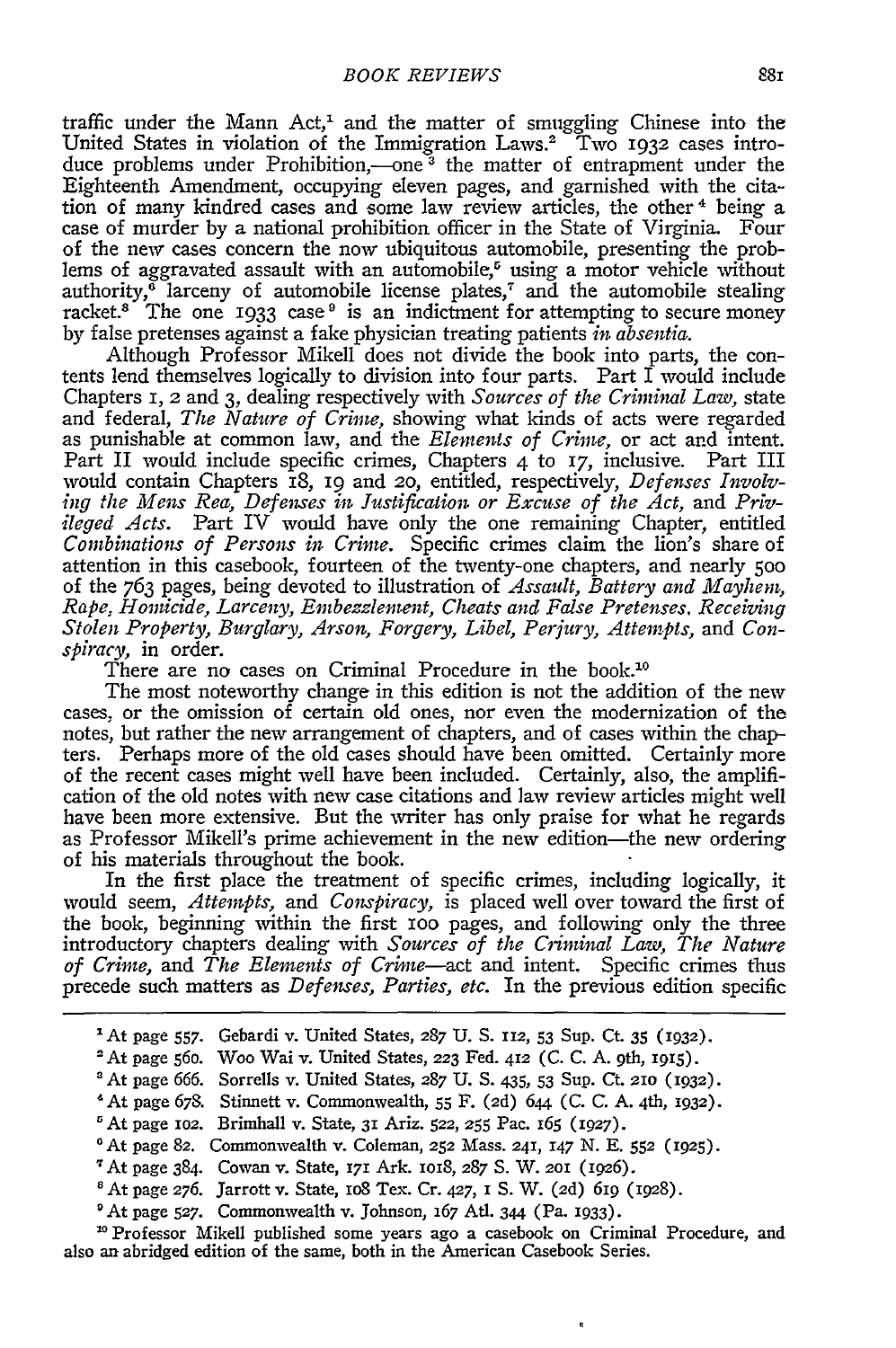traffic under the Mann Act,[1] and the matter of smuggling Chinese into the United States in violation of the Immigration Laws.[2] Two 1932 cases introduce problems under Prohibition,—one[3] the matter of entrapment under the Eighteenth Amendment, occupying eleven pages, and garnished with the citation of many kindred cases and some law review articles, the other[4] being a case of murder by a national prohibition officer in the State of Virginia. Four of the new cases concern the now ubiquitous automobile, presenting the problems of aggravated assault with an automobile,[5] using a motor vehicle without authority,[6] larceny of automobile license plates,[7] and the automobile stealing racket.[8] The one 1933 case[9] is an indictment for attempting to secure money by false pretenses against a fake physician treating patients *in absentia.*

Although Professor Mikell does not divide the book into parts, the contents lend themselves logically to division into four parts. Part I would include Chapters 1, 2 and 3, dealing respectively with *Sources of the Criminal Law,* state and federal, *The Nature of Crime,* showing what kinds of acts were regarded as punishable at common law, and the *Elements of Crime,* or act and intent. Part II would include specific crimes, Chapters 4 to 17, inclusive. Part III would contain Chapters 18, 19 and 20, entitled, respectively, *Defenses Involving the Mens Rea, Defenses in Justification or Excuse of the Act,* and *Privileged Acts.* Part IV would have only the one remaining Chapter, entitled *Combinations of Persons in Crime.* Specific crimes claim the lion's share of attention in this casebook, fourteen of the twenty-one chapters, and nearly 500 of the 763 pages, being devoted to illustration of *Assault, Battery and Mayhem, Rape, Homicide, Larceny, Embezzlement, Cheats and False Pretenses, Receiving Stolen Property, Burglary, Arson, Forgery, Libel, Perjury, Attempts,* and *Conspiracy,* in order.

There are no cases on Criminal Procedure in the book.[10]

The most noteworthy change in this edition is not the addition of the new cases, or the omission of certain old ones, nor even the modernization of the notes, but rather the new arrangement of chapters, and of cases within the chapters. Perhaps more of the old cases should have been omitted. Certainly more of the recent cases might well have been included. Certainly, also, the amplification of the old notes with new case citations and law review articles might well have been more extensive. But the writer has only praise for what he regards as Professor Mikell's prime achievement in the new edition—the new ordering of his materials throughout the book.

In the first place the treatment of specific crimes, including logically, it would seem, *Attempts,* and *Conspiracy,* is placed well over toward the first of the book, beginning within the first 100 pages, and following only the three introductory chapters dealing with *Sources of the Criminal Law, The Nature of Crime,* and *The Elements of Crime*—act and intent. Specific crimes thus precede such matters as *Defenses, Parties, etc.* In the previous edition specific

---

[1] At page 557. Gebardi v. United States, 287 U. S. 112, 53 Sup. Ct. 35 (1932).

[2] At page 560. Woo Wai v. United States, 223 Fed. 412 (C. C. A. 9th, 1915).

[3] At page 666. Sorrells v. United States, 287 U. S. 435, 53 Sup. Ct. 210 (1932).

[4] At page 678. Stinnett v. Commonwealth, 55 F. (2d) 644 (C. C. A. 4th, 1932).

[5] At page 102. Brimhall v. State, 31 Ariz. 522, 255 Pac. 165 (1927).

[6] At page 82. Commonwealth v. Coleman, 252 Mass. 241, 147 N. E. 552 (1925).

[7] At page 384. Cowan v. State, 171 Ark. 1018, 287 S. W. 201 (1926).

[8] At page 276. Jarrott v. State, 108 Tex. Cr. 427, 1 S. W. (2d) 619 (1928).

[9] At page 527. Commonwealth v. Johnson, 167 Atl. 344 (Pa. 1933).

[10] Professor Mikell published some years ago a casebook on Criminal Procedure, and also an abridged edition of the same, both in the American Casebook Series.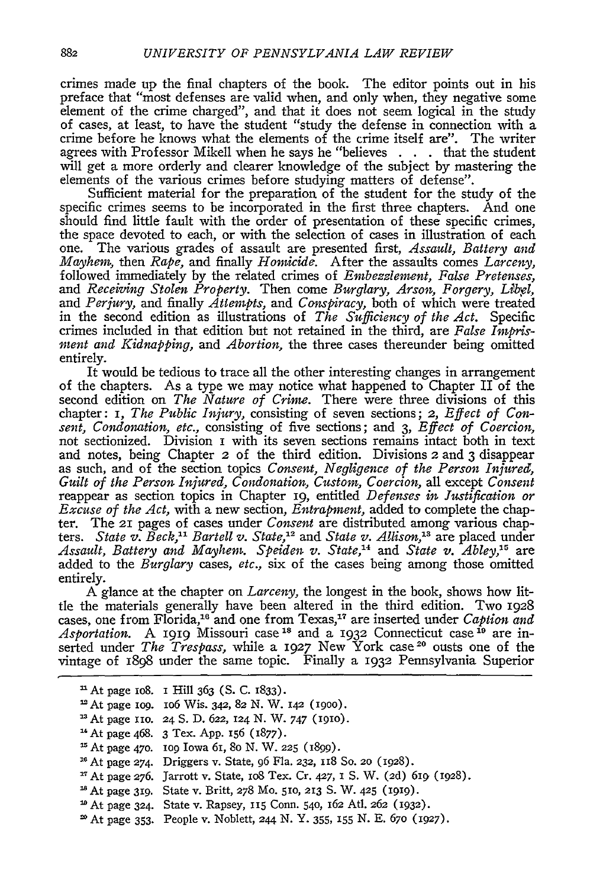crimes made up the final chapters of the book. The editor points out in his preface that "most defenses are valid when, and only when, they negative some element of the crime charged", and that it does not seem logical in the study of cases, at least, to have the student "study the defense in connection with a crime before he knows what the elements of the crime itself are". The writer agrees with Professor Mikell when he says he "believes . . . that the student will get a more orderly and clearer knowledge of the subject by mastering the elements of the various crimes before studying matters of defense".

Sufficient material for the preparation of the student for the study of the specific crimes seems to be incorporated in the first three chapters. And one should find little fault with the order of presentation of these specific crimes, the space devoted to each, or with the selection of cases in illustration of each one. The various grades of assault are presented first, *Assault, Battery and Mayhem*, then *Rape*, and finally *Homicide*. After the assaults comes *Larceny*, followed immediately by the related crimes of *Embezzlement, False Pretenses*, and *Receiving Stolen Property*. Then come *Burglary, Arson, Forgery, Libel*, and *Perjury*, and finally *Attempts*, and *Conspiracy*, both of which were treated in the second edition as illustrations of *The Sufficiency of the Act*. Specific crimes included in that edition but not retained in the third, are *False Imprisment and Kidnapping*, and *Abortion*, the three cases thereunder being omitted entirely.

It would be tedious to trace all the other interesting changes in arrangement of the chapters. As a type we may notice what happened to Chapter II of the second edition on *The Nature of Crime*. There were three divisions of this chapter: 1, *The Public Injury*, consisting of seven sections; 2, *Effect of Consent, Condonation, etc.*, consisting of five sections; and 3, *Effect of Coercion*, not sectionized. Division 1 with its seven sections remains intact both in text and notes, being Chapter 2 of the third edition. Divisions 2 and 3 disappear as such, and of the section topics *Consent, Negligence of the Person Injured, Guilt of the Person Injured, Condonation, Custom, Coercion*, all except *Consent* reappear as section topics in Chapter 19, entitled *Defenses in Justification or Excuse of the Act*, with a new section, *Entrapment*, added to complete the chapter. The 21 pages of cases under *Consent* are distributed among various chapters. *State v. Beck*,[11] *Bartell v. State*,[12] and *State v. Allison*,[13] are placed under *Assault, Battery and Mayhem*. *Speiden v. State*,[14] and *State v. Abley*,[15] are added to the *Burglary* cases, *etc.*, six of the cases being among those omitted entirely.

A glance at the chapter on *Larceny*, the longest in the book, shows how little the materials generally have been altered in the third edition. Two 1928 cases, one from Florida,[16] and one from Texas,[17] are inserted under *Caption and Asportation*. A 1919 Missouri case[18] and a 1932 Connecticut case[19] are inserted under *The Trespass*, while a 1927 New York case[20] ousts one of the vintage of 1898 under the same topic. Finally a 1932 Pennsylvania Superior

---

[11] At page 108. 1 Hill 363 (S. C. 1833).

[12] At page 109. 106 Wis. 342, 82 N. W. 142 (1900).

[13] At page 110. 24 S. D. 622, 124 N. W. 747 (1910).

[14] At page 468. 3 Tex. App. 156 (1877).

[15] At page 470. 109 Iowa 61, 80 N. W. 225 (1899).

[16] At page 274. Driggers v. State, 96 Fla. 232, 118 So. 20 (1928).

[17] At page 276. Jarrott v. State, 108 Tex. Cr. 427, 1 S. W. (2d) 619 (1928).

[18] At page 319. State v. Britt, 278 Mo. 510, 213 S. W. 425 (1919).

[19] At page 324. State v. Rapsey, 115 Conn. 540, 162 Atl. 262 (1932).

[20] At page 353. People v. Noblett, 244 N. Y. 355, 155 N. E. 670 (1927).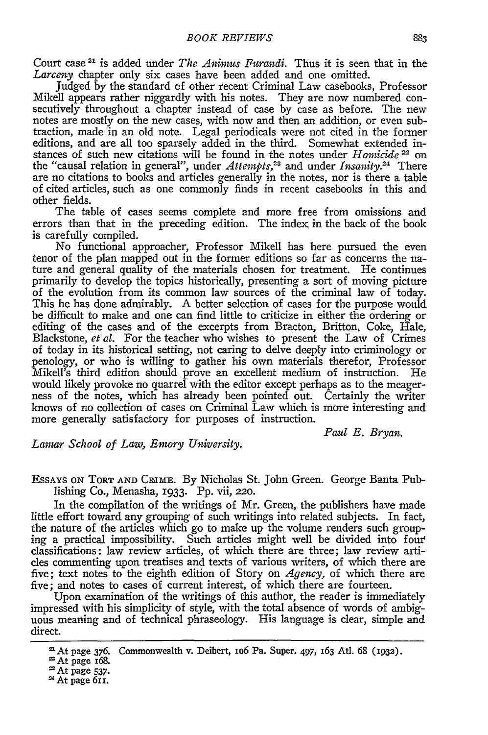Court case [21] is added under *The Animus Furandi*. Thus it is seen that in the *Larceny* chapter only six cases have been added and one omitted.

Judged by the standard of other recent Criminal Law casebooks, Professor Mikell appears rather niggardly with his notes. They are now numbered consecutively throughout a chapter instead of case by case as before. The new notes are mostly on the new cases, with now and then an addition, or even subtraction, made in an old note. Legal periodicals were not cited in the former editions, and are all too sparsely added in the third. Somewhat extended instances of such new citations will be found in the notes under *Homicide* [22] on the "causal relation in general", under *Attempts*,[23] and under *Insanity*.[24] There are no citations to books and articles generally in the notes, nor is there a table of cited articles, such as one commonly finds in recent casebooks in this and other fields.

The table of cases seems complete and more free from omissions and errors than that in the preceding edition. The index in the back of the book is carefully compiled.

No functional approacher, Professor Mikell has here pursued the even tenor of the plan mapped out in the former editions so far as concerns the nature and general quality of the materials chosen for treatment. He continues primarily to develop the topics historically, presenting a sort of moving picture of the evolution from its common law sources of the criminal law of today. This he has done admirably. A better selection of cases for the purpose would be difficult to make and one can find little to criticize in either the ordering or editing of the cases and of the excerpts from Bracton, Britton, Coke, Hale, Blackstone, *et al.* For the teacher who wishes to present the Law of Crimes of today in its historical setting, not caring to delve deeply into criminology or penology, or who is willing to gather his own materials therefor, Professor Mikell's third edition should prove an excellent medium of instruction. He would likely provoke no quarrel with the editor except perhaps as to the meagerness of the notes, which has already been pointed out. Certainly the writer knows of no collection of cases on Criminal Law which is more interesting and more generally satisfactory for purposes of instruction.

*Paul E. Bryan.*

*Lamar School of Law, Emory University.*

ESSAYS ON TORT AND CRIME. By Nicholas St. John Green. George Banta Publishing Co., Menasha, 1933. Pp. vii, 220.

In the compilation of the writings of Mr. Green, the publishers have made little effort toward any grouping of such writings into related subjects. In fact, the nature of the articles which go to make up the volume renders such grouping a practical impossibility. Such articles might well be divided into four classifications: law review articles, of which there are three; law review articles commenting upon treatises and texts of various writers, of which there are five; text notes to the eighth edition of Story on *Agency*, of which there are five; and notes to cases of current interest, of which there are fourteen.

Upon examination of the writings of this author, the reader is immediately impressed with his simplicity of style, with the total absence of words of ambiguous meaning and of technical phraseology. His language is clear, simple and direct.

---

[21] At page 376. Commonwealth v. Deibert, 106 Pa. Super. 497, 163 Atl. 68 (1932).

[22] At page 168.

[23] At page 537.

[24] At page 611.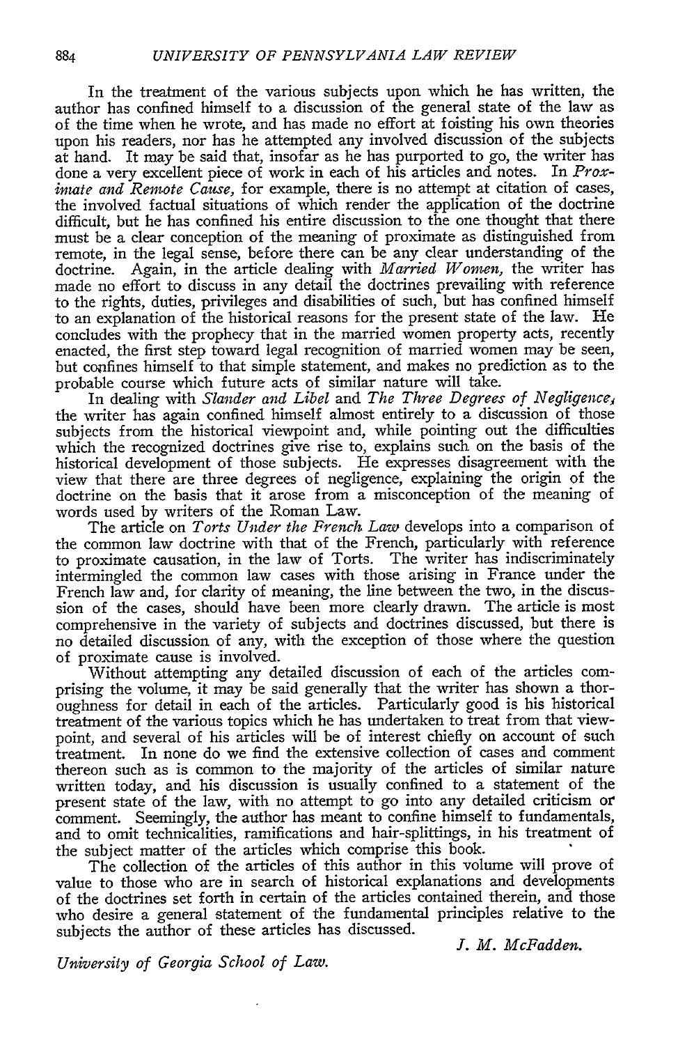In the treatment of the various subjects upon which he has written, the author has confined himself to a discussion of the general state of the law as of the time when he wrote, and has made no effort at foisting his own theories upon his readers, nor has he attempted any involved discussion of the subjects at hand. It may be said that, insofar as he has purported to go, the writer has done a very excellent piece of work in each of his articles and notes. In *Proximate and Remote Cause*, for example, there is no attempt at citation of cases, the involved factual situations of which render the application of the doctrine difficult, but he has confined his entire discussion to the one thought that there must be a clear conception of the meaning of proximate as distinguished from remote, in the legal sense, before there can be any clear understanding of the doctrine. Again, in the article dealing with *Married Women*, the writer has made no effort to discuss in any detail the doctrines prevailing with reference to the rights, duties, privileges and disabilities of such, but has confined himself to an explanation of the historical reasons for the present state of the law. He concludes with the prophecy that in the married women property acts, recently enacted, the first step toward legal recognition of married women may be seen, but confines himself to that simple statement, and makes no prediction as to the probable course which future acts of similar nature will take.

In dealing with *Slander and Libel* and *The Three Degrees of Negligence*, the writer has again confined himself almost entirely to a discussion of those subjects from the historical viewpoint and, while pointing out the difficulties which the recognized doctrines give rise to, explains such on the basis of the historical development of those subjects. He expresses disagreement with the view that there are three degrees of negligence, explaining the origin of the doctrine on the basis that it arose from a misconception of the meaning of words used by writers of the Roman Law.

The article on *Torts Under the French Law* develops into a comparison of the common law doctrine with that of the French, particularly with reference to proximate causation, in the law of Torts. The writer has indiscriminately intermingled the common law cases with those arising in France under the French law and, for clarity of meaning, the line between the two, in the discussion of the cases, should have been more clearly drawn. The article is most comprehensive in the variety of subjects and doctrines discussed, but there is no detailed discussion of any, with the exception of those where the question of proximate cause is involved.

Without attempting any detailed discussion of each of the articles comprising the volume, it may be said generally that the writer has shown a thoroughness for detail in each of the articles. Particularly good is his historical treatment of the various topics which he has undertaken to treat from that viewpoint, and several of his articles will be of interest chiefly on account of such treatment. In none do we find the extensive collection of cases and comment thereon such as is common to the majority of the articles of similar nature written today, and his discussion is usually confined to a statement of the present state of the law, with no attempt to go into any detailed criticism or comment. Seemingly, the author has meant to confine himself to fundamentals, and to omit technicalities, ramifications and hair-splittings, in his treatment of the subject matter of the articles which comprise this book.

The collection of the articles of this author in this volume will prove of value to those who are in search of historical explanations and developments of the doctrines set forth in certain of the articles contained therein, and those who desire a general statement of the fundamental principles relative to the subjects the author of these articles has discussed.

*J. M. McFadden.*

*University of Georgia School of Law.*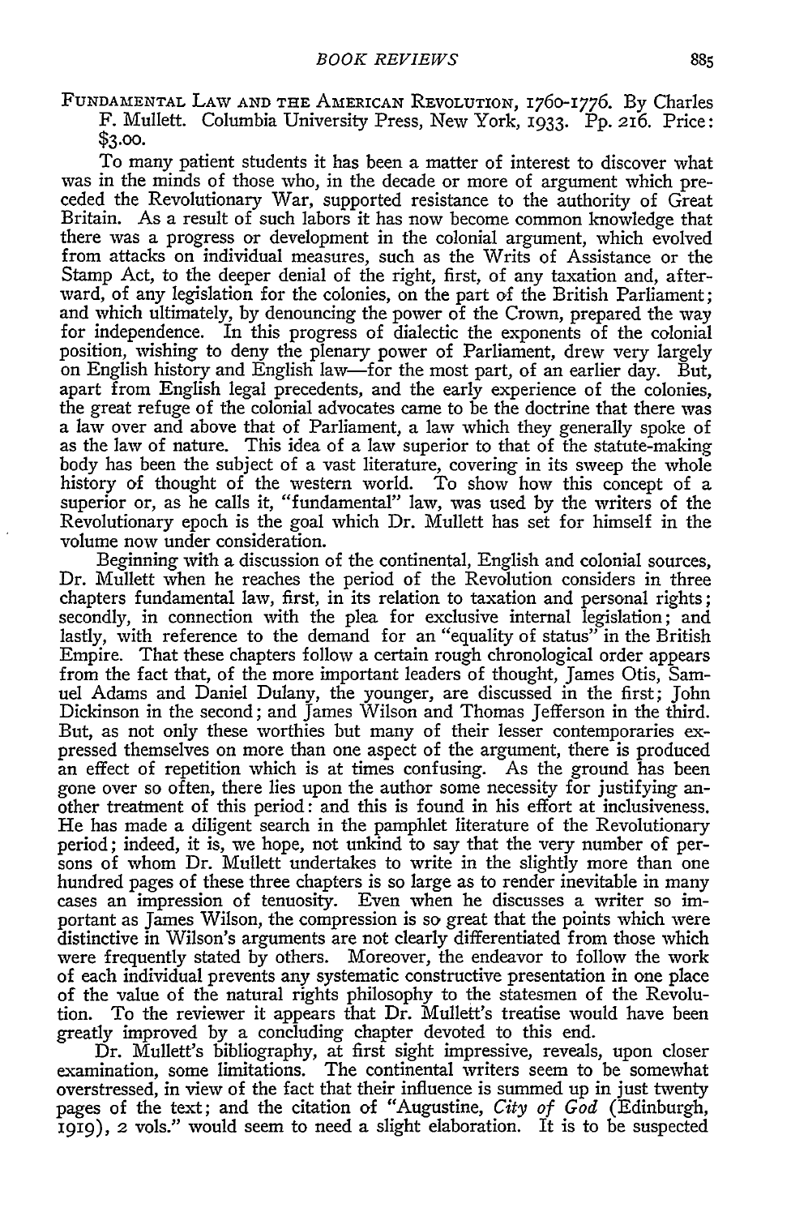Fundamental Law and the American Revolution, 1760-1776. By Charles F. Mullett. Columbia University Press, New York, 1933. Pp. 216. Price: $3.00.

To many patient students it has been a matter of interest to discover what was in the minds of those who, in the decade or more of argument which preceded the Revolutionary War, supported resistance to the authority of Great Britain. As a result of such labors it has now become common knowledge that there was a progress or development in the colonial argument, which evolved from attacks on individual measures, such as the Writs of Assistance or the Stamp Act, to the deeper denial of the right, first, of any taxation and, afterward, of any legislation for the colonies, on the part of the British Parliament; and which ultimately, by denouncing the power of the Crown, prepared the way for independence. In this progress of dialectic the exponents of the colonial position, wishing to deny the plenary power of Parliament, drew very largely on English history and English law—for the most part, of an earlier day. But, apart from English legal precedents, and the early experience of the colonies, the great refuge of the colonial advocates came to be the doctrine that there was a law over and above that of Parliament, a law which they generally spoke of as the law of nature. This idea of a law superior to that of the statute-making body has been the subject of a vast literature, covering in its sweep the whole history of thought of the western world. To show how this concept of a superior or, as he calls it, "fundamental" law, was used by the writers of the Revolutionary epoch is the goal which Dr. Mullett has set for himself in the volume now under consideration.

Beginning with a discussion of the continental, English and colonial sources, Dr. Mullett when he reaches the period of the Revolution considers in three chapters fundamental law, first, in its relation to taxation and personal rights; secondly, in connection with the plea for exclusive internal legislation; and lastly, with reference to the demand for an "equality of status" in the British Empire. That these chapters follow a certain rough chronological order appears from the fact that, of the more important leaders of thought, James Otis, Samuel Adams and Daniel Dulany, the younger, are discussed in the first; John Dickinson in the second; and James Wilson and Thomas Jefferson in the third. But, as not only these worthies but many of their lesser contemporaries expressed themselves on more than one aspect of the argument, there is produced an effect of repetition which is at times confusing. As the ground has been gone over so often, there lies upon the author some necessity for justifying another treatment of this period: and this is found in his effort at inclusiveness. He has made a diligent search in the pamphlet literature of the Revolutionary period; indeed, it is, we hope, not unkind to say that the very number of persons of whom Dr. Mullett undertakes to write in the slightly more than one hundred pages of these three chapters is so large as to render inevitable in many cases an impression of tenuosity. Even when he discusses a writer so important as James Wilson, the compression is so great that the points which were distinctive in Wilson's arguments are not clearly differentiated from those which were frequently stated by others. Moreover, the endeavor to follow the work of each individual prevents any systematic constructive presentation in one place of the value of the natural rights philosophy to the statesmen of the Revolution. To the reviewer it appears that Dr. Mullett's treatise would have been greatly improved by a concluding chapter devoted to this end.

Dr. Mullett's bibliography, at first sight impressive, reveals, upon closer examination, some limitations. The continental writers seem to be somewhat overstressed, in view of the fact that their influence is summed up in just twenty pages of the text; and the citation of "Augustine, *City of God* (Edinburgh, 1919), 2 vols." would seem to need a slight elaboration. It is to be suspected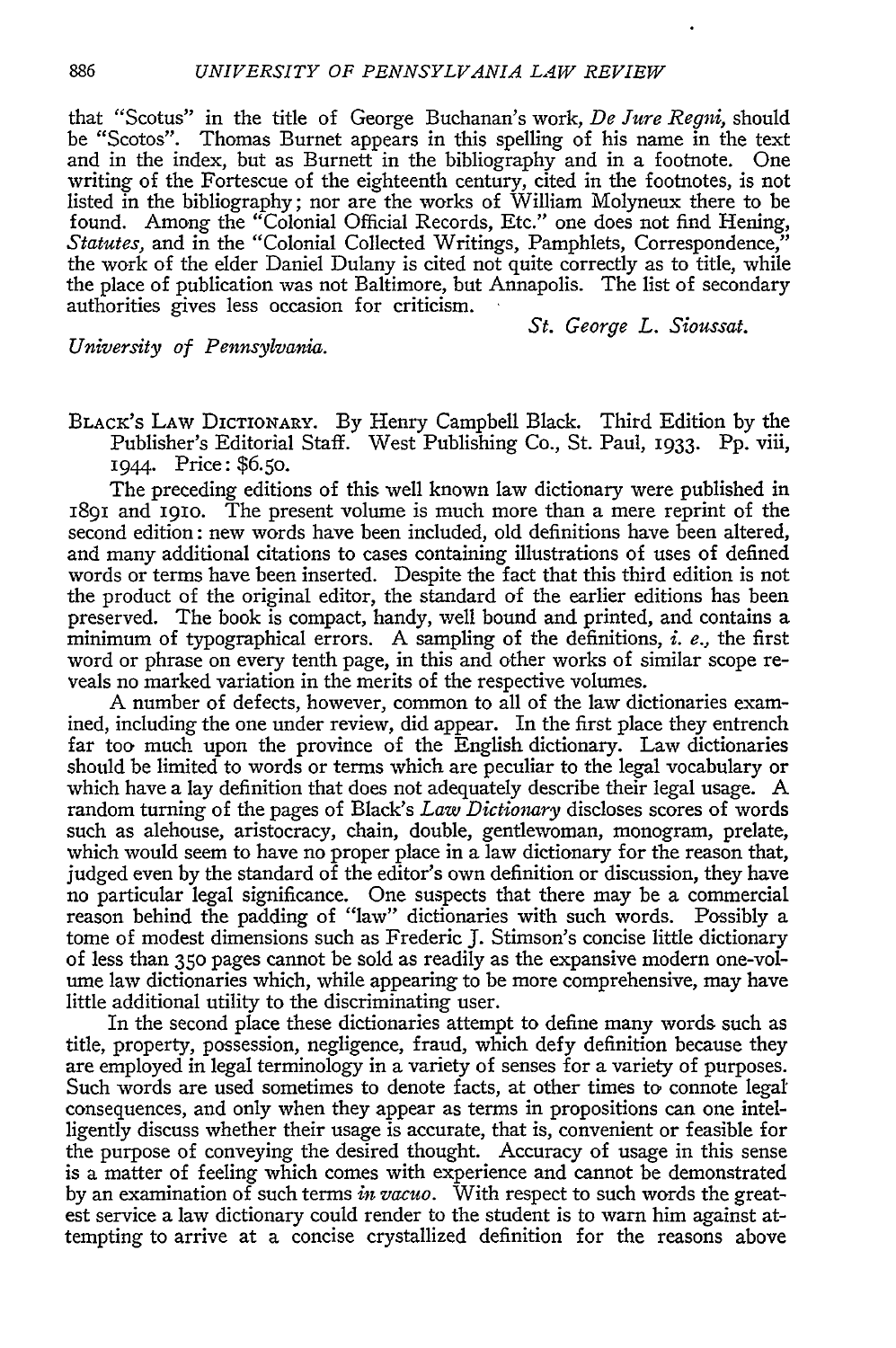that "Scotus" in the title of George Buchanan's work, *De Jure Regni*, should be "Scotos". Thomas Burnet appears in this spelling of his name in the text and in the index, but as Burnett in the bibliography and in a footnote. One writing of the Fortescue of the eighteenth century, cited in the footnotes, is not listed in the bibliography; nor are the works of William Molyneux there to be found. Among the "Colonial Official Records, Etc." one does not find Hening, *Statutes*, and in the "Colonial Collected Writings, Pamphlets, Correspondence," the work of the elder Daniel Dulany is cited not quite correctly as to title, while the place of publication was not Baltimore, but Annapolis. The list of secondary authorities gives less occasion for criticism.

*St. George L. Sioussat.*

*University of Pennsylvania.*

BLACK'S LAW DICTIONARY. By Henry Campbell Black. Third Edition by the Publisher's Editorial Staff. West Publishing Co., St. Paul, 1933. Pp. viii, 1944. Price: $6.50.

The preceding editions of this well known law dictionary were published in 1891 and 1910. The present volume is much more than a mere reprint of the second edition: new words have been included, old definitions have been altered, and many additional citations to cases containing illustrations of uses of defined words or terms have been inserted. Despite the fact that this third edition is not the product of the original editor, the standard of the earlier editions has been preserved. The book is compact, handy, well bound and printed, and contains a minimum of typographical errors. A sampling of the definitions, *i. e.*, the first word or phrase on every tenth page, in this and other works of similar scope reveals no marked variation in the merits of the respective volumes.

A number of defects, however, common to all of the law dictionaries examined, including the one under review, did appear. In the first place they entrench far too much upon the province of the English dictionary. Law dictionaries should be limited to words or terms which are peculiar to the legal vocabulary or which have a lay definition that does not adequately describe their legal usage. A random turning of the pages of Black's *Law Dictionary* discloses scores of words such as alehouse, aristocracy, chain, double, gentlewoman, monogram, prelate, which would seem to have no proper place in a law dictionary for the reason that, judged even by the standard of the editor's own definition or discussion, they have no particular legal significance. One suspects that there may be a commercial reason behind the padding of "law" dictionaries with such words. Possibly a tome of modest dimensions such as Frederic J. Stimson's concise little dictionary of less than 350 pages cannot be sold as readily as the expansive modern one-volume law dictionaries which, while appearing to be more comprehensive, may have little additional utility to the discriminating user.

In the second place these dictionaries attempt to define many words such as title, property, possession, negligence, fraud, which defy definition because they are employed in legal terminology in a variety of senses for a variety of purposes. Such words are used sometimes to denote facts, at other times to connote legal consequences, and only when they appear as terms in propositions can one intelligently discuss whether their usage is accurate, that is, convenient or feasible for the purpose of conveying the desired thought. Accuracy of usage in this sense is a matter of feeling which comes with experience and cannot be demonstrated by an examination of such terms *in vacuo*. With respect to such words the greatest service a law dictionary could render to the student is to warn him against attempting to arrive at a concise crystallized definition for the reasons above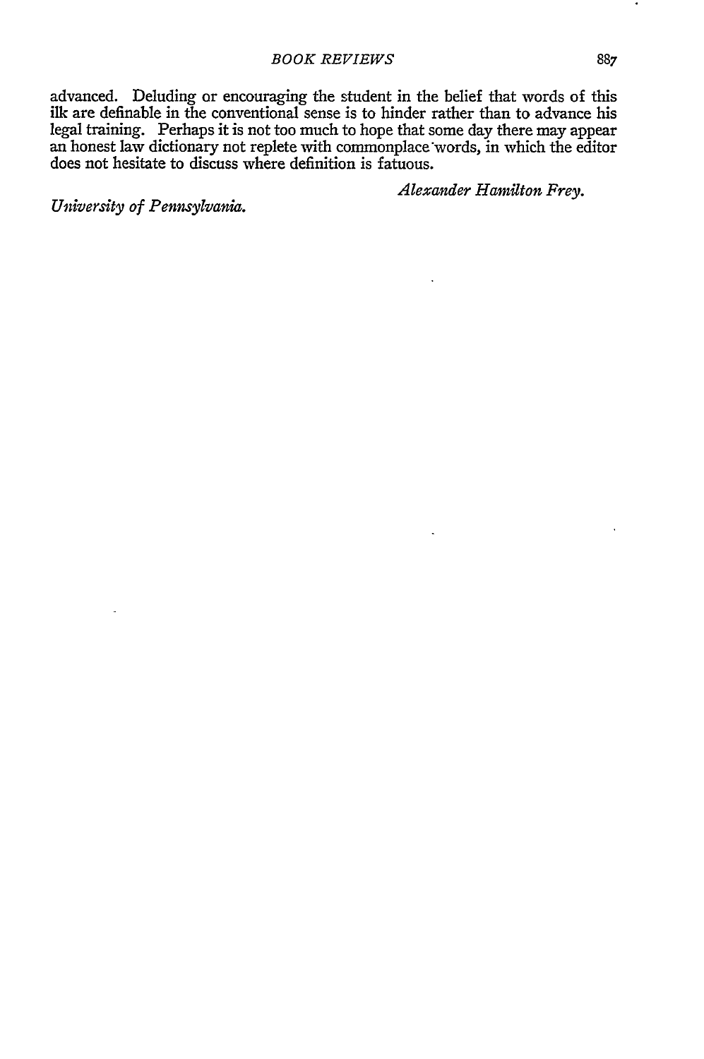advanced. Deluding or encouraging the student in the belief that words of this ilk are definable in the conventional sense is to hinder rather than to advance his legal training. Perhaps it is not too much to hope that some day there may appear an honest law dictionary not replete with commonplace words, in which the editor does not hesitate to discuss where definition is fatuous.

*Alexander Hamilton Frey.*

*University of Pennsylvania.*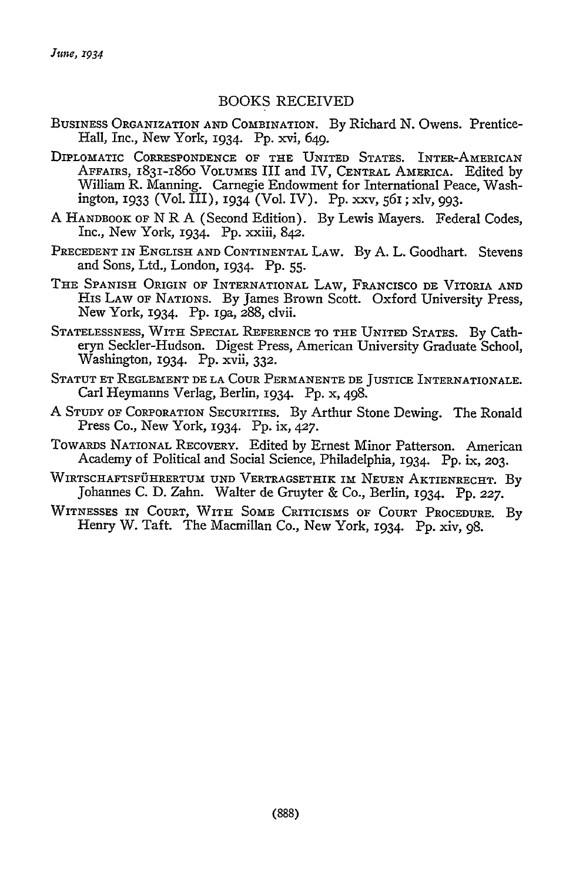## BOOKS RECEIVED

BUSINESS ORGANIZATION AND COMBINATION. By Richard N. Owens. Prentice-Hall, Inc., New York, 1934. Pp. xvi, 649.

DIPLOMATIC CORRESPONDENCE OF THE UNITED STATES. INTER-AMERICAN AFFAIRS, 1831-1860 VOLUMES III and IV, CENTRAL AMERICA. Edited by William R. Manning. Carnegie Endowment for International Peace, Washington, 1933 (Vol. III), 1934 (Vol. IV). Pp. xxv, 561; xlv, 993.

A HANDBOOK OF N R A (Second Edition). By Lewis Mayers. Federal Codes, Inc., New York, 1934. Pp. xxiii, 842.

PRECEDENT IN ENGLISH AND CONTINENTAL LAW. By A. L. Goodhart. Stevens and Sons, Ltd., London, 1934. Pp. 55.

THE SPANISH ORIGIN OF INTERNATIONAL LAW, FRANCISCO DE VITORIA AND HIS LAW OF NATIONS. By James Brown Scott. Oxford University Press, New York, 1934. Pp. 19a, 288, clvii.

STATELESSNESS, WITH SPECIAL REFERENCE TO THE UNITED STATES. By Catheryn Seckler-Hudson. Digest Press, American University Graduate School, Washington, 1934. Pp. xvii, 332.

STATUT ET REGLEMENT DE LA COUR PERMANENTE DE JUSTICE INTERNATIONALE. Carl Heymanns Verlag, Berlin, 1934. Pp. x, 498.

A STUDY OF CORPORATION SECURITIES. By Arthur Stone Dewing. The Ronald Press Co., New York, 1934. Pp. ix, 427.

TOWARDS NATIONAL RECOVERY. Edited by Ernest Minor Patterson. American Academy of Political and Social Science, Philadelphia, 1934. Pp. ix, 203.

WIRTSCHAFTSFÜHRERTUM UND VERTRAGSETHIK IM NEUEN AKTIENRECHT. By Johannes C. D. Zahn. Walter de Gruyter & Co., Berlin, 1934. Pp. 227.

WITNESSES IN COURT, WITH SOME CRITICISMS OF COURT PROCEDURE. By Henry W. Taft. The Macmillan Co., New York, 1934. Pp. xiv, 98.